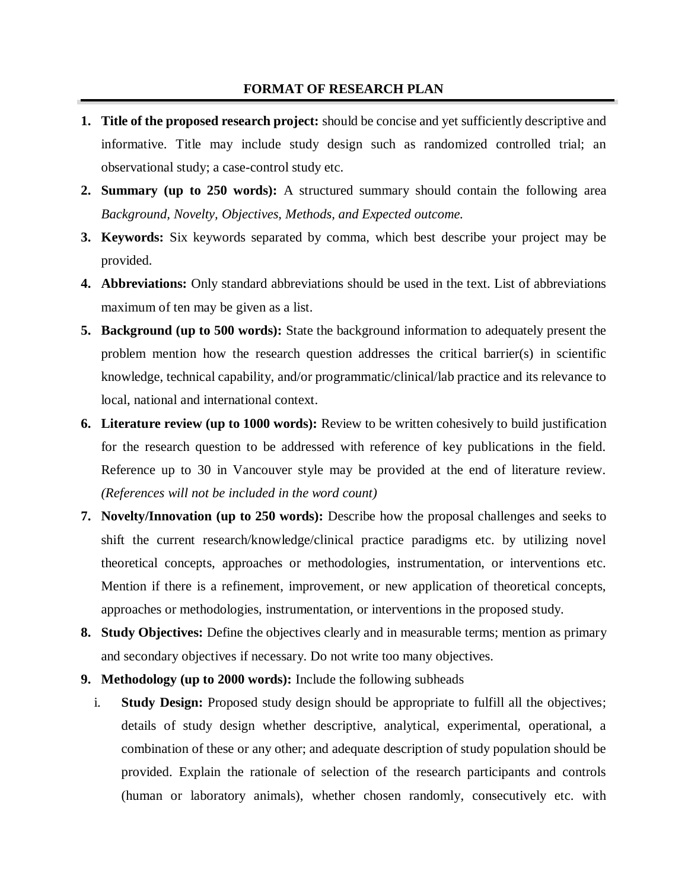## FORMAT OF RESEARCH PLAN

1. **Title of the proposed research project:** should be concise and yet sufficiently descriptive and informative. Title may include study design such as randomized controlled trial; an observational study; a case-control study etc.
2. **Summary (up to 250 words):** A structured summary should contain the following area *Background, Novelty, Objectives, Methods, and Expected outcome.*
3. **Keywords:** Six keywords separated by comma, which best describe your project may be provided.
4. **Abbreviations:** Only standard abbreviations should be used in the text. List of abbreviations maximum of ten may be given as a list.
5. **Background (up to 500 words):** State the background information to adequately present the problem mention how the research question addresses the critical barrier(s) in scientific knowledge, technical capability, and/or programmatic/clinical/lab practice and its relevance to local, national and international context.
6. **Literature review (up to 1000 words):** Review to be written cohesively to build justification for the research question to be addressed with reference of key publications in the field. Reference up to 30 in Vancouver style may be provided at the end of literature review. *(References will not be included in the word count)*
7. **Novelty/Innovation (up to 250 words):** Describe how the proposal challenges and seeks to shift the current research/knowledge/clinical practice paradigms etc. by utilizing novel theoretical concepts, approaches or methodologies, instrumentation, or interventions etc. Mention if there is a refinement, improvement, or new application of theoretical concepts, approaches or methodologies, instrumentation, or interventions in the proposed study.
8. **Study Objectives:** Define the objectives clearly and in measurable terms; mention as primary and secondary objectives if necessary. Do not write too many objectives.
9. **Methodology (up to 2000 words):** Include the following subheads
   i. **Study Design:** Proposed study design should be appropriate to fulfill all the objectives; details of study design whether descriptive, analytical, experimental, operational, a combination of these or any other; and adequate description of study population should be provided. Explain the rationale of selection of the research participants and controls (human or laboratory animals), whether chosen randomly, consecutively etc. with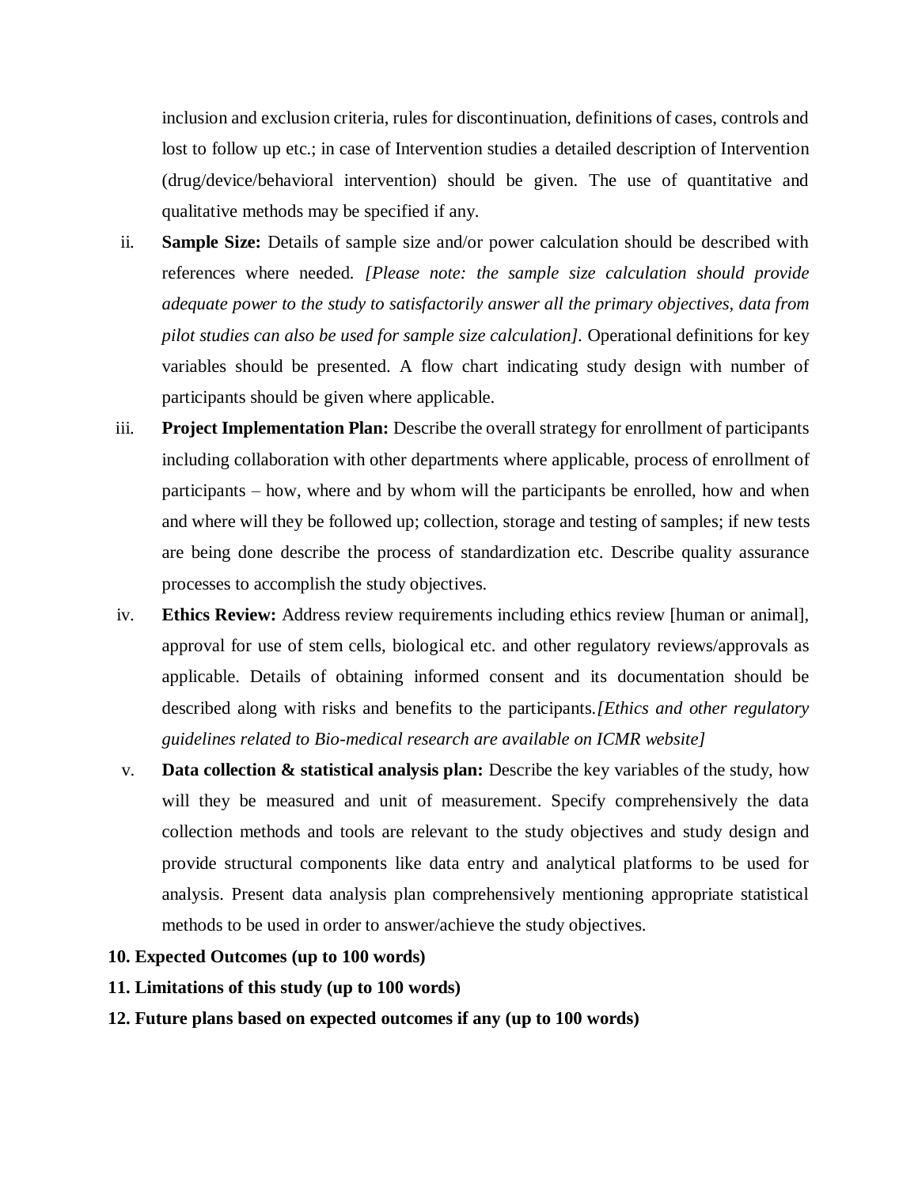inclusion and exclusion criteria, rules for discontinuation, definitions of cases, controls and lost to follow up etc.; in case of Intervention studies a detailed description of Intervention (drug/device/behavioral intervention) should be given. The use of quantitative and qualitative methods may be specified if any.

ii. **Sample Size:** Details of sample size and/or power calculation should be described with references where needed. *[Please note: the sample size calculation should provide adequate power to the study to satisfactorily answer all the primary objectives, data from pilot studies can also be used for sample size calculation].* Operational definitions for key variables should be presented. A flow chart indicating study design with number of participants should be given where applicable.

iii. **Project Implementation Plan:** Describe the overall strategy for enrollment of participants including collaboration with other departments where applicable, process of enrollment of participants – how, where and by whom will the participants be enrolled, how and when and where will they be followed up; collection, storage and testing of samples; if new tests are being done describe the process of standardization etc. Describe quality assurance processes to accomplish the study objectives.

iv. **Ethics Review:** Address review requirements including ethics review [human or animal], approval for use of stem cells, biological etc. and other regulatory reviews/approvals as applicable. Details of obtaining informed consent and its documentation should be described along with risks and benefits to the participants.*[Ethics and other regulatory guidelines related to Bio-medical research are available on ICMR website]*

v. **Data collection & statistical analysis plan:** Describe the key variables of the study, how will they be measured and unit of measurement. Specify comprehensively the data collection methods and tools are relevant to the study objectives and study design and provide structural components like data entry and analytical platforms to be used for analysis. Present data analysis plan comprehensively mentioning appropriate statistical methods to be used in order to answer/achieve the study objectives.

**10. Expected Outcomes (up to 100 words)**

**11. Limitations of this study (up to 100 words)**

**12. Future plans based on expected outcomes if any (up to 100 words)**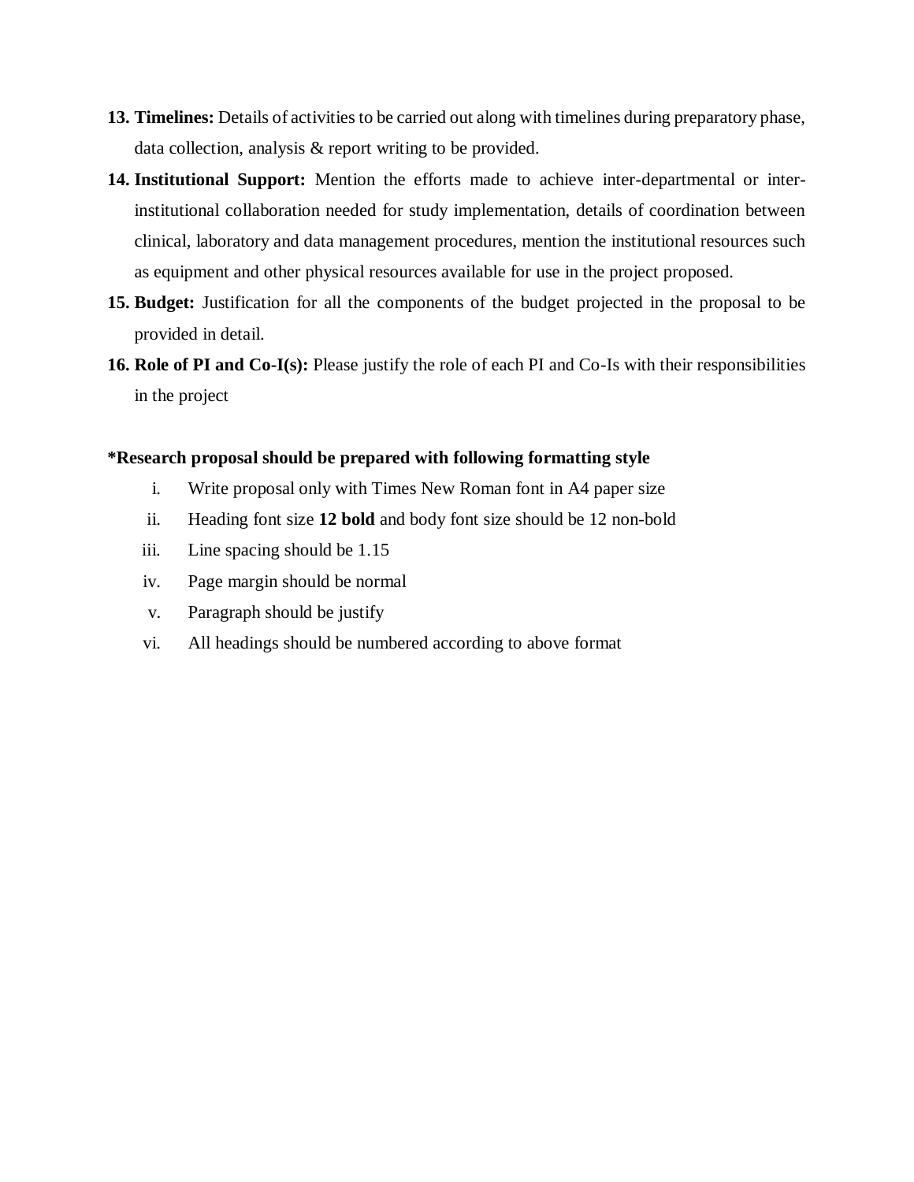13. **Timelines:** Details of activities to be carried out along with timelines during preparatory phase, data collection, analysis & report writing to be provided.
14. **Institutional Support:** Mention the efforts made to achieve inter-departmental or inter-institutional collaboration needed for study implementation, details of coordination between clinical, laboratory and data management procedures, mention the institutional resources such as equipment and other physical resources available for use in the project proposed.
15. **Budget:** Justification for all the components of the budget projected in the proposal to be provided in detail.
16. **Role of PI and Co-I(s):** Please justify the role of each PI and Co-Is with their responsibilities in the project

**\*Research proposal should be prepared with following formatting style**

i. Write proposal only with Times New Roman font in A4 paper size
ii. Heading font size **12 bold** and body font size should be 12 non-bold
iii. Line spacing should be 1.15
iv. Page margin should be normal
v. Paragraph should be justify
vi. All headings should be numbered according to above format